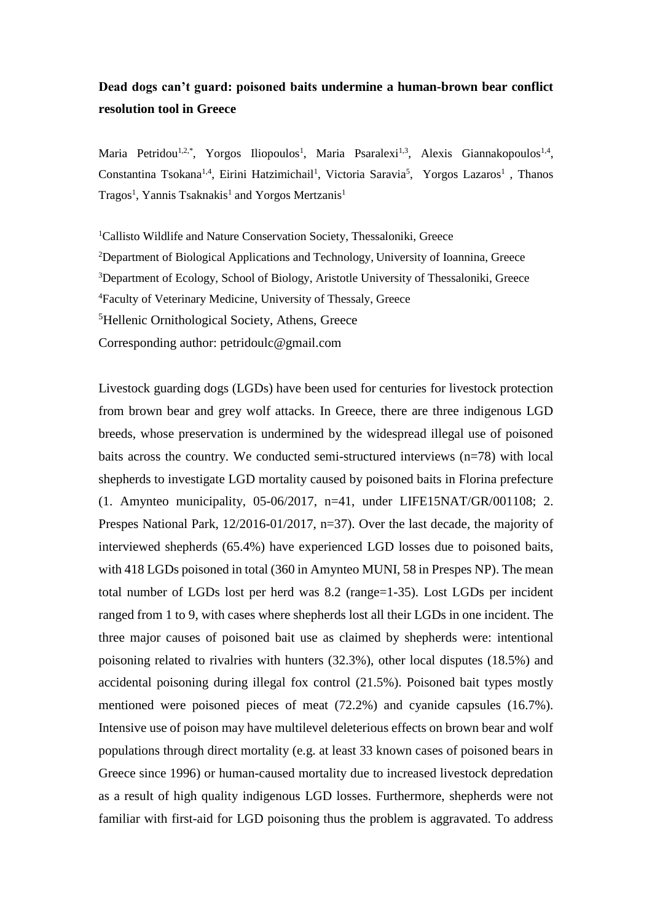**Dead dogs can't guard: poisoned baits undermine a human-brown bear conflict resolution tool in Greece**

Maria Petridou[1,2,*], Yorgos Iliopoulos[1], Maria Psaralexi[1,3], Alexis Giannakopoulos[1,4], Constantina Tsokana[1,4], Eirini Hatzimichail[1], Victoria Saravia[5], Yorgos Lazaros[1], Thanos Tragos[1], Yannis Tsaknakis[1] and Yorgos Mertzanis[1]

[1]Callisto Wildlife and Nature Conservation Society, Thessaloniki, Greece

[2]Department of Biological Applications and Technology, University of Ioannina, Greece

[3]Department of Ecology, School of Biology, Aristotle University of Thessaloniki, Greece

[4]Faculty of Veterinary Medicine, University of Thessaly, Greece

[5]Hellenic Ornithological Society, Athens, Greece

Corresponding author: petridoulc@gmail.com

Livestock guarding dogs (LGDs) have been used for centuries for livestock protection from brown bear and grey wolf attacks. In Greece, there are three indigenous LGD breeds, whose preservation is undermined by the widespread illegal use of poisoned baits across the country. We conducted semi-structured interviews (n=78) with local shepherds to investigate LGD mortality caused by poisoned baits in Florina prefecture (1. Amynteo municipality, 05-06/2017, n=41, under LIFE15NAT/GR/001108; 2. Prespes National Park, 12/2016-01/2017, n=37). Over the last decade, the majority of interviewed shepherds (65.4%) have experienced LGD losses due to poisoned baits, with 418 LGDs poisoned in total (360 in Amynteo MUNI, 58 in Prespes NP). The mean total number of LGDs lost per herd was 8.2 (range=1-35). Lost LGDs per incident ranged from 1 to 9, with cases where shepherds lost all their LGDs in one incident. The three major causes of poisoned bait use as claimed by shepherds were: intentional poisoning related to rivalries with hunters (32.3%), other local disputes (18.5%) and accidental poisoning during illegal fox control (21.5%). Poisoned bait types mostly mentioned were poisoned pieces of meat (72.2%) and cyanide capsules (16.7%). Intensive use of poison may have multilevel deleterious effects on brown bear and wolf populations through direct mortality (e.g. at least 33 known cases of poisoned bears in Greece since 1996) or human-caused mortality due to increased livestock depredation as a result of high quality indigenous LGD losses. Furthermore, shepherds were not familiar with first-aid for LGD poisoning thus the problem is aggravated. To address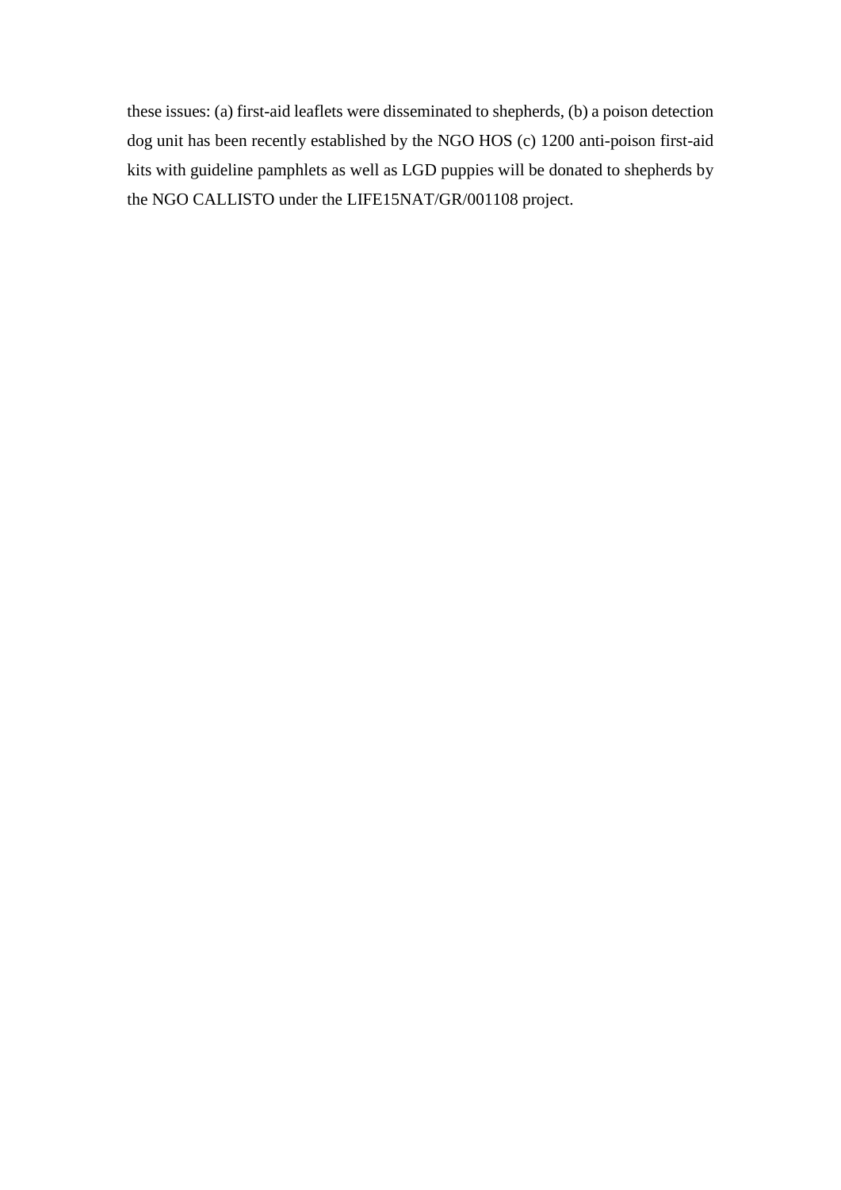these issues: (a) first-aid leaflets were disseminated to shepherds, (b) a poison detection dog unit has been recently established by the NGO HOS (c) 1200 anti-poison first-aid kits with guideline pamphlets as well as LGD puppies will be donated to shepherds by the NGO CALLISTO under the LIFE15NAT/GR/001108 project.